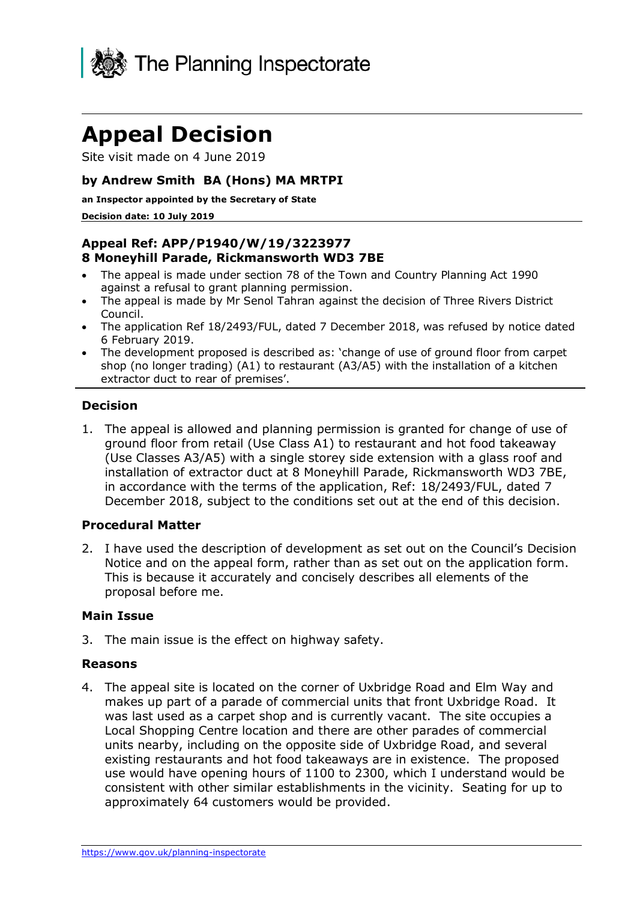The Planning Inspectorate

# Appeal Decision

Site visit made on 4 June 2019

**by Andrew Smith BA (Hons) MA MRTPI**

**an Inspector appointed by the Secretary of State**

**Decision date: 10 July 2019**

**Appeal Ref: APP/P1940/W/19/3223977**
**8 Moneyhill Parade, Rickmansworth WD3 7BE**

- The appeal is made under section 78 of the Town and Country Planning Act 1990 against a refusal to grant planning permission.
- The appeal is made by Mr Senol Tahran against the decision of Three Rivers District Council.
- The application Ref 18/2493/FUL, dated 7 December 2018, was refused by notice dated 6 February 2019.
- The development proposed is described as: 'change of use of ground floor from carpet shop (no longer trading) (A1) to restaurant (A3/A5) with the installation of a kitchen extractor duct to rear of premises'.

## Decision

1. The appeal is allowed and planning permission is granted for change of use of ground floor from retail (Use Class A1) to restaurant and hot food takeaway (Use Classes A3/A5) with a single storey side extension with a glass roof and installation of extractor duct at 8 Moneyhill Parade, Rickmansworth WD3 7BE, in accordance with the terms of the application, Ref: 18/2493/FUL, dated 7 December 2018, subject to the conditions set out at the end of this decision.

## Procedural Matter

2. I have used the description of development as set out on the Council's Decision Notice and on the appeal form, rather than as set out on the application form. This is because it accurately and concisely describes all elements of the proposal before me.

## Main Issue

3. The main issue is the effect on highway safety.

## Reasons

4. The appeal site is located on the corner of Uxbridge Road and Elm Way and makes up part of a parade of commercial units that front Uxbridge Road. It was last used as a carpet shop and is currently vacant. The site occupies a Local Shopping Centre location and there are other parades of commercial units nearby, including on the opposite side of Uxbridge Road, and several existing restaurants and hot food takeaways are in existence. The proposed use would have opening hours of 1100 to 2300, which I understand would be consistent with other similar establishments in the vicinity. Seating for up to approximately 64 customers would be provided.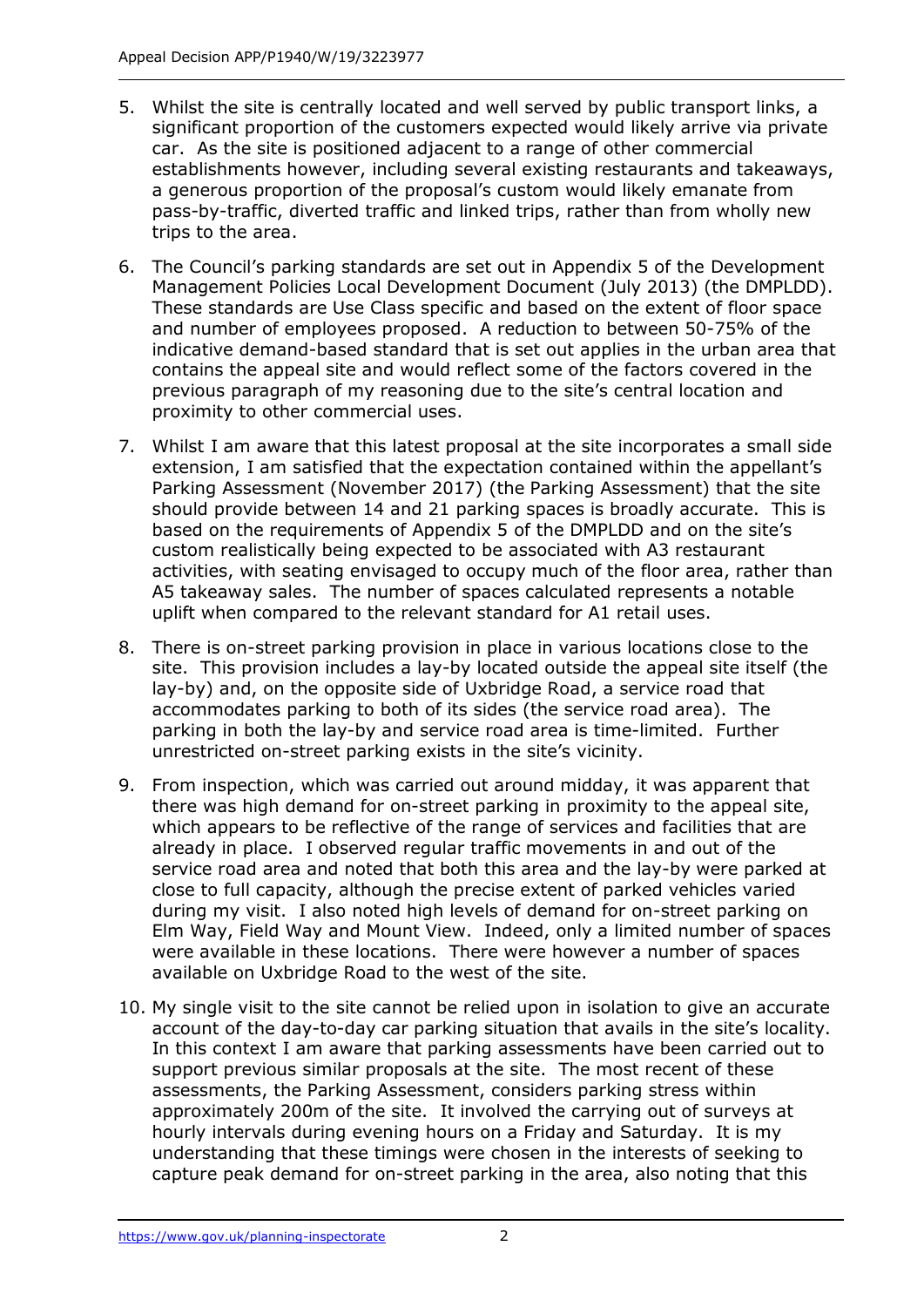5. Whilst the site is centrally located and well served by public transport links, a significant proportion of the customers expected would likely arrive via private car. As the site is positioned adjacent to a range of other commercial establishments however, including several existing restaurants and takeaways, a generous proportion of the proposal's custom would likely emanate from pass-by-traffic, diverted traffic and linked trips, rather than from wholly new trips to the area.

6. The Council's parking standards are set out in Appendix 5 of the Development Management Policies Local Development Document (July 2013) (the DMPLDD). These standards are Use Class specific and based on the extent of floor space and number of employees proposed. A reduction to between 50-75% of the indicative demand-based standard that is set out applies in the urban area that contains the appeal site and would reflect some of the factors covered in the previous paragraph of my reasoning due to the site's central location and proximity to other commercial uses.

7. Whilst I am aware that this latest proposal at the site incorporates a small side extension, I am satisfied that the expectation contained within the appellant's Parking Assessment (November 2017) (the Parking Assessment) that the site should provide between 14 and 21 parking spaces is broadly accurate. This is based on the requirements of Appendix 5 of the DMPLDD and on the site's custom realistically being expected to be associated with A3 restaurant activities, with seating envisaged to occupy much of the floor area, rather than A5 takeaway sales. The number of spaces calculated represents a notable uplift when compared to the relevant standard for A1 retail uses.

8. There is on-street parking provision in place in various locations close to the site. This provision includes a lay-by located outside the appeal site itself (the lay-by) and, on the opposite side of Uxbridge Road, a service road that accommodates parking to both of its sides (the service road area). The parking in both the lay-by and service road area is time-limited. Further unrestricted on-street parking exists in the site's vicinity.

9. From inspection, which was carried out around midday, it was apparent that there was high demand for on-street parking in proximity to the appeal site, which appears to be reflective of the range of services and facilities that are already in place. I observed regular traffic movements in and out of the service road area and noted that both this area and the lay-by were parked at close to full capacity, although the precise extent of parked vehicles varied during my visit. I also noted high levels of demand for on-street parking on Elm Way, Field Way and Mount View. Indeed, only a limited number of spaces were available in these locations. There were however a number of spaces available on Uxbridge Road to the west of the site.

10. My single visit to the site cannot be relied upon in isolation to give an accurate account of the day-to-day car parking situation that avails in the site's locality. In this context I am aware that parking assessments have been carried out to support previous similar proposals at the site. The most recent of these assessments, the Parking Assessment, considers parking stress within approximately 200m of the site. It involved the carrying out of surveys at hourly intervals during evening hours on a Friday and Saturday. It is my understanding that these timings were chosen in the interests of seeking to capture peak demand for on-street parking in the area, also noting that this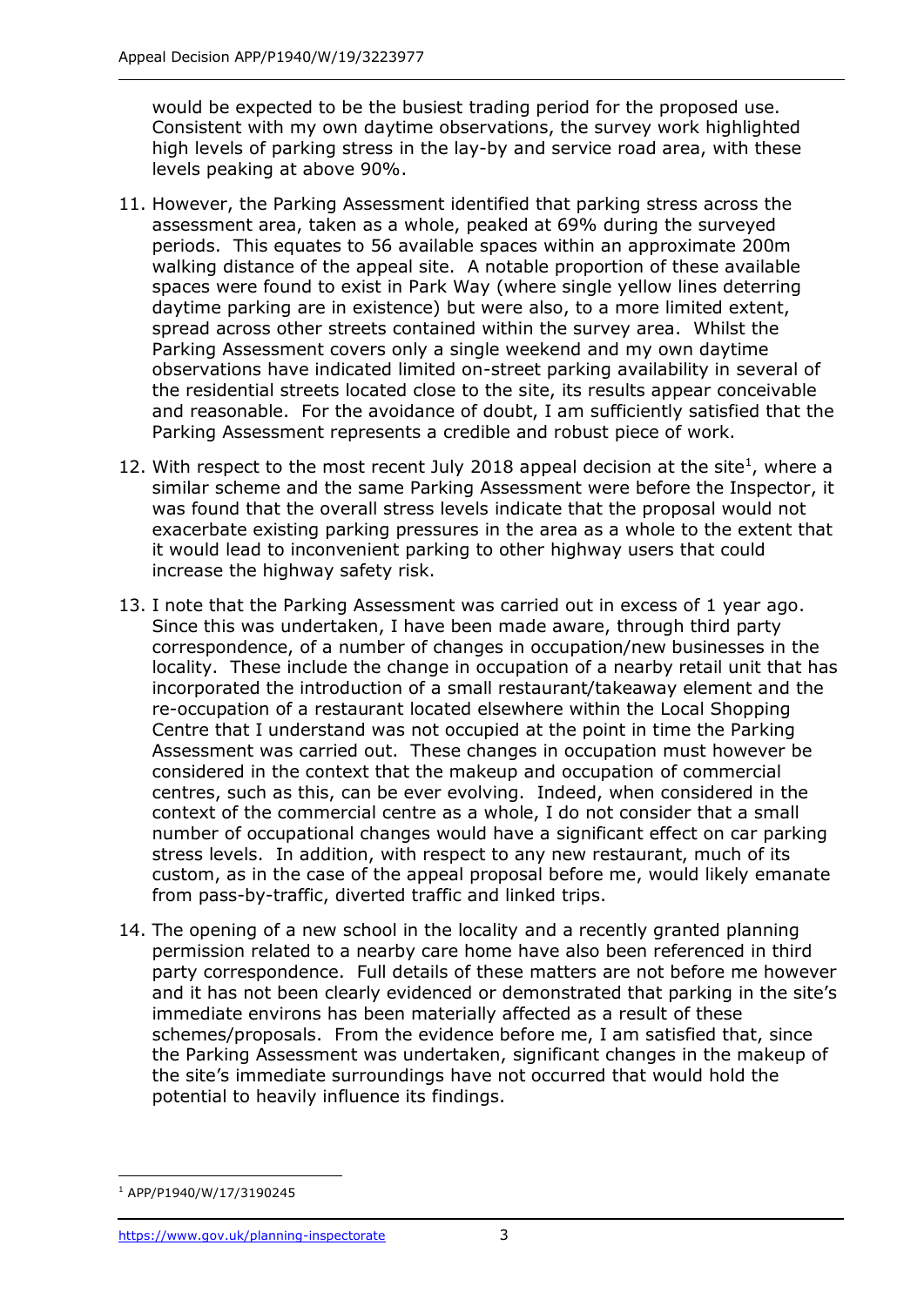would be expected to be the busiest trading period for the proposed use. Consistent with my own daytime observations, the survey work highlighted high levels of parking stress in the lay-by and service road area, with these levels peaking at above 90%.

11. However, the Parking Assessment identified that parking stress across the assessment area, taken as a whole, peaked at 69% during the surveyed periods. This equates to 56 available spaces within an approximate 200m walking distance of the appeal site. A notable proportion of these available spaces were found to exist in Park Way (where single yellow lines deterring daytime parking are in existence) but were also, to a more limited extent, spread across other streets contained within the survey area. Whilst the Parking Assessment covers only a single weekend and my own daytime observations have indicated limited on-street parking availability in several of the residential streets located close to the site, its results appear conceivable and reasonable. For the avoidance of doubt, I am sufficiently satisfied that the Parking Assessment represents a credible and robust piece of work.

12. With respect to the most recent July 2018 appeal decision at the site[1], where a similar scheme and the same Parking Assessment were before the Inspector, it was found that the overall stress levels indicate that the proposal would not exacerbate existing parking pressures in the area as a whole to the extent that it would lead to inconvenient parking to other highway users that could increase the highway safety risk.

13. I note that the Parking Assessment was carried out in excess of 1 year ago. Since this was undertaken, I have been made aware, through third party correspondence, of a number of changes in occupation/new businesses in the locality. These include the change in occupation of a nearby retail unit that has incorporated the introduction of a small restaurant/takeaway element and the re-occupation of a restaurant located elsewhere within the Local Shopping Centre that I understand was not occupied at the point in time the Parking Assessment was carried out. These changes in occupation must however be considered in the context that the makeup and occupation of commercial centres, such as this, can be ever evolving. Indeed, when considered in the context of the commercial centre as a whole, I do not consider that a small number of occupational changes would have a significant effect on car parking stress levels. In addition, with respect to any new restaurant, much of its custom, as in the case of the appeal proposal before me, would likely emanate from pass-by-traffic, diverted traffic and linked trips.

14. The opening of a new school in the locality and a recently granted planning permission related to a nearby care home have also been referenced in third party correspondence. Full details of these matters are not before me however and it has not been clearly evidenced or demonstrated that parking in the site's immediate environs has been materially affected as a result of these schemes/proposals. From the evidence before me, I am satisfied that, since the Parking Assessment was undertaken, significant changes in the makeup of the site's immediate surroundings have not occurred that would hold the potential to heavily influence its findings.

[1] APP/P1940/W/17/3190245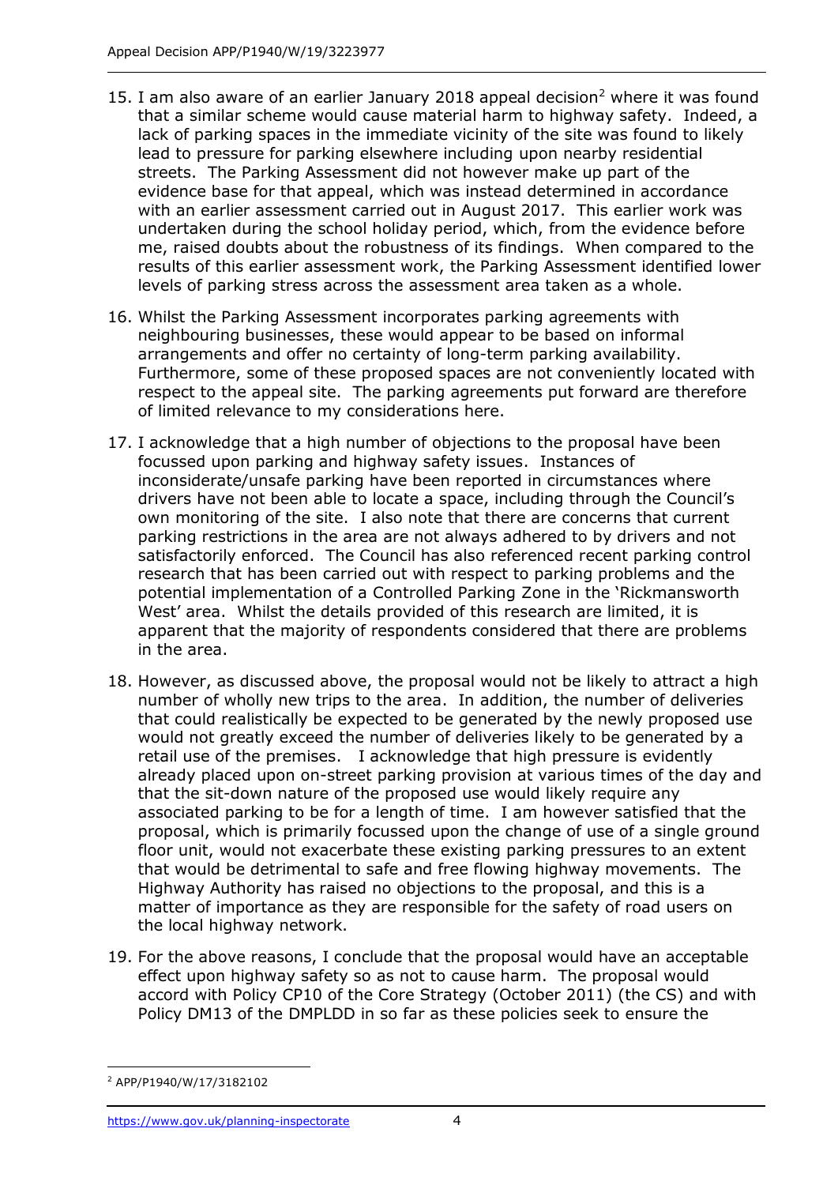15. I am also aware of an earlier January 2018 appeal decision[2] where it was found that a similar scheme would cause material harm to highway safety. Indeed, a lack of parking spaces in the immediate vicinity of the site was found to likely lead to pressure for parking elsewhere including upon nearby residential streets. The Parking Assessment did not however make up part of the evidence base for that appeal, which was instead determined in accordance with an earlier assessment carried out in August 2017. This earlier work was undertaken during the school holiday period, which, from the evidence before me, raised doubts about the robustness of its findings. When compared to the results of this earlier assessment work, the Parking Assessment identified lower levels of parking stress across the assessment area taken as a whole.

16. Whilst the Parking Assessment incorporates parking agreements with neighbouring businesses, these would appear to be based on informal arrangements and offer no certainty of long-term parking availability. Furthermore, some of these proposed spaces are not conveniently located with respect to the appeal site. The parking agreements put forward are therefore of limited relevance to my considerations here.

17. I acknowledge that a high number of objections to the proposal have been focussed upon parking and highway safety issues. Instances of inconsiderate/unsafe parking have been reported in circumstances where drivers have not been able to locate a space, including through the Council's own monitoring of the site. I also note that there are concerns that current parking restrictions in the area are not always adhered to by drivers and not satisfactorily enforced. The Council has also referenced recent parking control research that has been carried out with respect to parking problems and the potential implementation of a Controlled Parking Zone in the 'Rickmansworth West' area. Whilst the details provided of this research are limited, it is apparent that the majority of respondents considered that there are problems in the area.

18. However, as discussed above, the proposal would not be likely to attract a high number of wholly new trips to the area. In addition, the number of deliveries that could realistically be expected to be generated by the newly proposed use would not greatly exceed the number of deliveries likely to be generated by a retail use of the premises. I acknowledge that high pressure is evidently already placed upon on-street parking provision at various times of the day and that the sit-down nature of the proposed use would likely require any associated parking to be for a length of time. I am however satisfied that the proposal, which is primarily focussed upon the change of use of a single ground floor unit, would not exacerbate these existing parking pressures to an extent that would be detrimental to safe and free flowing highway movements. The Highway Authority has raised no objections to the proposal, and this is a matter of importance as they are responsible for the safety of road users on the local highway network.

19. For the above reasons, I conclude that the proposal would have an acceptable effect upon highway safety so as not to cause harm. The proposal would accord with Policy CP10 of the Core Strategy (October 2011) (the CS) and with Policy DM13 of the DMPLDD in so far as these policies seek to ensure the

---

[2] APP/P1940/W/17/3182102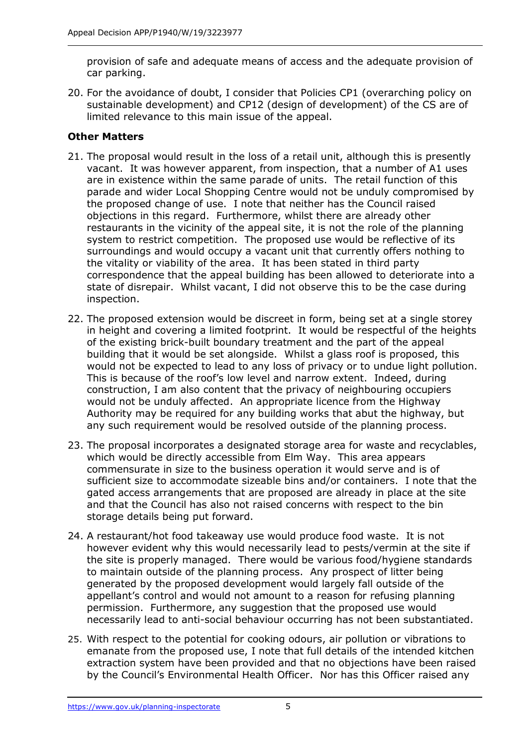provision of safe and adequate means of access and the adequate provision of car parking.

20. For the avoidance of doubt, I consider that Policies CP1 (overarching policy on sustainable development) and CP12 (design of development) of the CS are of limited relevance to this main issue of the appeal.

### Other Matters

21. The proposal would result in the loss of a retail unit, although this is presently vacant. It was however apparent, from inspection, that a number of A1 uses are in existence within the same parade of units. The retail function of this parade and wider Local Shopping Centre would not be unduly compromised by the proposed change of use. I note that neither has the Council raised objections in this regard. Furthermore, whilst there are already other restaurants in the vicinity of the appeal site, it is not the role of the planning system to restrict competition. The proposed use would be reflective of its surroundings and would occupy a vacant unit that currently offers nothing to the vitality or viability of the area. It has been stated in third party correspondence that the appeal building has been allowed to deteriorate into a state of disrepair. Whilst vacant, I did not observe this to be the case during inspection.

22. The proposed extension would be discreet in form, being set at a single storey in height and covering a limited footprint. It would be respectful of the heights of the existing brick-built boundary treatment and the part of the appeal building that it would be set alongside. Whilst a glass roof is proposed, this would not be expected to lead to any loss of privacy or to undue light pollution. This is because of the roof's low level and narrow extent. Indeed, during construction, I am also content that the privacy of neighbouring occupiers would not be unduly affected. An appropriate licence from the Highway Authority may be required for any building works that abut the highway, but any such requirement would be resolved outside of the planning process.

23. The proposal incorporates a designated storage area for waste and recyclables, which would be directly accessible from Elm Way. This area appears commensurate in size to the business operation it would serve and is of sufficient size to accommodate sizeable bins and/or containers. I note that the gated access arrangements that are proposed are already in place at the site and that the Council has also not raised concerns with respect to the bin storage details being put forward.

24. A restaurant/hot food takeaway use would produce food waste. It is not however evident why this would necessarily lead to pests/vermin at the site if the site is properly managed. There would be various food/hygiene standards to maintain outside of the planning process. Any prospect of litter being generated by the proposed development would largely fall outside of the appellant's control and would not amount to a reason for refusing planning permission. Furthermore, any suggestion that the proposed use would necessarily lead to anti-social behaviour occurring has not been substantiated.

25. With respect to the potential for cooking odours, air pollution or vibrations to emanate from the proposed use, I note that full details of the intended kitchen extraction system have been provided and that no objections have been raised by the Council's Environmental Health Officer. Nor has this Officer raised any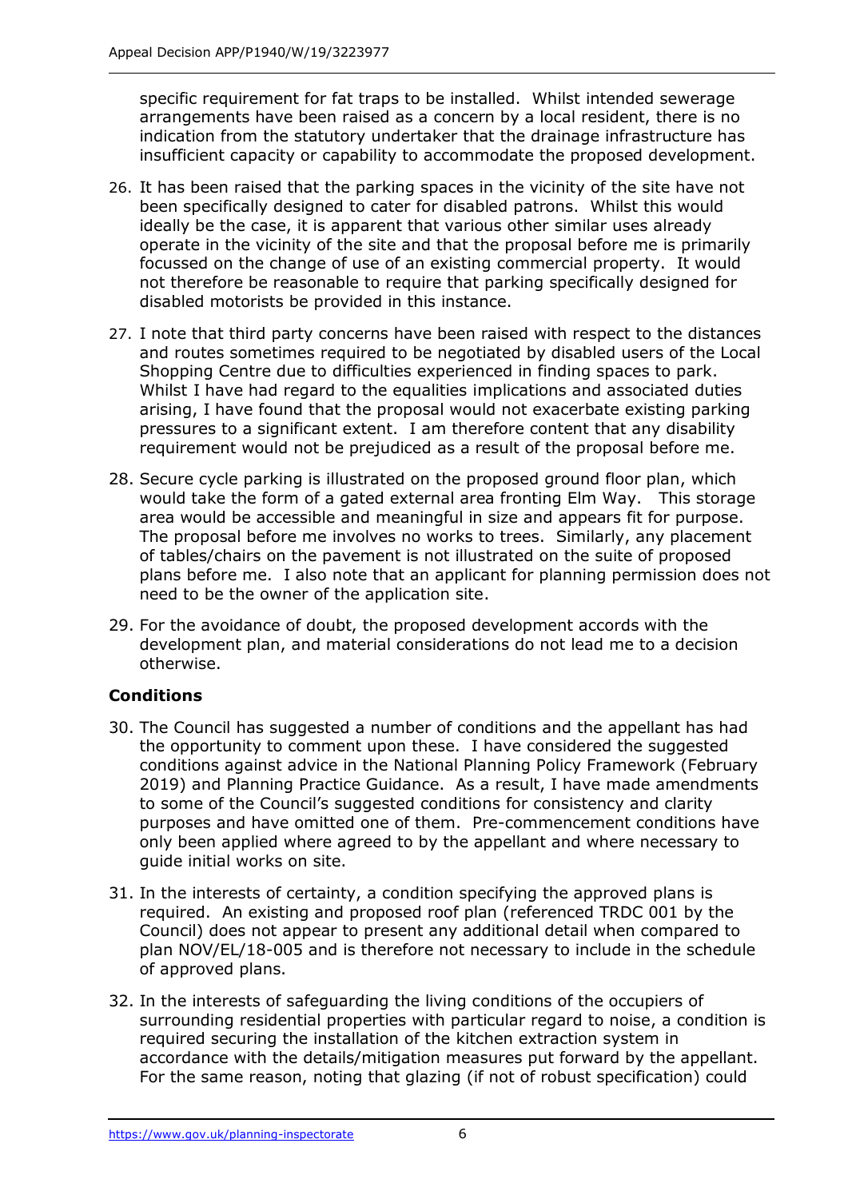specific requirement for fat traps to be installed. Whilst intended sewerage arrangements have been raised as a concern by a local resident, there is no indication from the statutory undertaker that the drainage infrastructure has insufficient capacity or capability to accommodate the proposed development.

26. It has been raised that the parking spaces in the vicinity of the site have not been specifically designed to cater for disabled patrons. Whilst this would ideally be the case, it is apparent that various other similar uses already operate in the vicinity of the site and that the proposal before me is primarily focussed on the change of use of an existing commercial property. It would not therefore be reasonable to require that parking specifically designed for disabled motorists be provided in this instance.

27. I note that third party concerns have been raised with respect to the distances and routes sometimes required to be negotiated by disabled users of the Local Shopping Centre due to difficulties experienced in finding spaces to park. Whilst I have had regard to the equalities implications and associated duties arising, I have found that the proposal would not exacerbate existing parking pressures to a significant extent. I am therefore content that any disability requirement would not be prejudiced as a result of the proposal before me.

28. Secure cycle parking is illustrated on the proposed ground floor plan, which would take the form of a gated external area fronting Elm Way. This storage area would be accessible and meaningful in size and appears fit for purpose. The proposal before me involves no works to trees. Similarly, any placement of tables/chairs on the pavement is not illustrated on the suite of proposed plans before me. I also note that an applicant for planning permission does not need to be the owner of the application site.

29. For the avoidance of doubt, the proposed development accords with the development plan, and material considerations do not lead me to a decision otherwise.

## Conditions

30. The Council has suggested a number of conditions and the appellant has had the opportunity to comment upon these. I have considered the suggested conditions against advice in the National Planning Policy Framework (February 2019) and Planning Practice Guidance. As a result, I have made amendments to some of the Council's suggested conditions for consistency and clarity purposes and have omitted one of them. Pre-commencement conditions have only been applied where agreed to by the appellant and where necessary to guide initial works on site.

31. In the interests of certainty, a condition specifying the approved plans is required. An existing and proposed roof plan (referenced TRDC 001 by the Council) does not appear to present any additional detail when compared to plan NOV/EL/18-005 and is therefore not necessary to include in the schedule of approved plans.

32. In the interests of safeguarding the living conditions of the occupiers of surrounding residential properties with particular regard to noise, a condition is required securing the installation of the kitchen extraction system in accordance with the details/mitigation measures put forward by the appellant. For the same reason, noting that glazing (if not of robust specification) could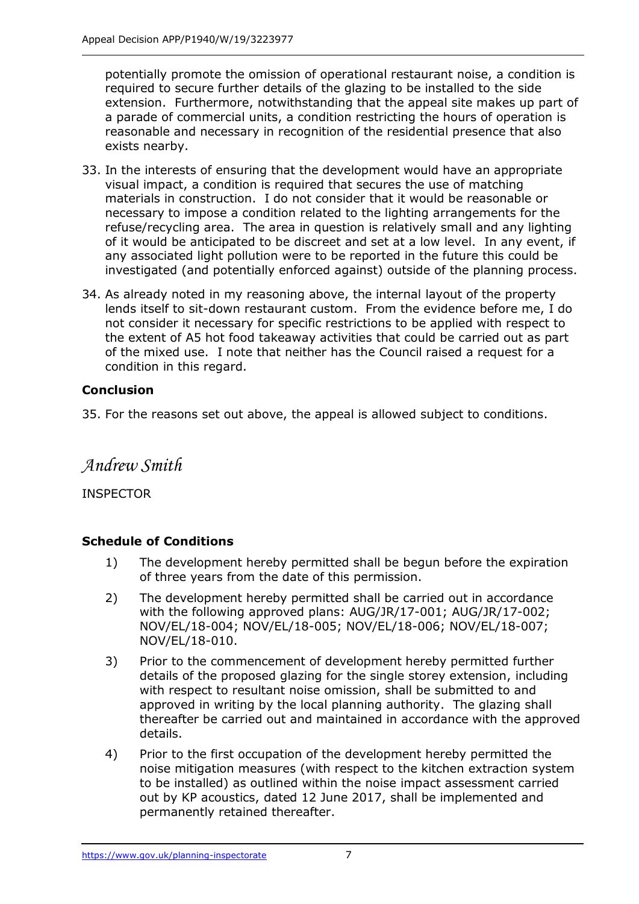potentially promote the omission of operational restaurant noise, a condition is required to secure further details of the glazing to be installed to the side extension. Furthermore, notwithstanding that the appeal site makes up part of a parade of commercial units, a condition restricting the hours of operation is reasonable and necessary in recognition of the residential presence that also exists nearby.

33. In the interests of ensuring that the development would have an appropriate visual impact, a condition is required that secures the use of matching materials in construction. I do not consider that it would be reasonable or necessary to impose a condition related to the lighting arrangements for the refuse/recycling area. The area in question is relatively small and any lighting of it would be anticipated to be discreet and set at a low level. In any event, if any associated light pollution were to be reported in the future this could be investigated (and potentially enforced against) outside of the planning process.

34. As already noted in my reasoning above, the internal layout of the property lends itself to sit-down restaurant custom. From the evidence before me, I do not consider it necessary for specific restrictions to be applied with respect to the extent of A5 hot food takeaway activities that could be carried out as part of the mixed use. I note that neither has the Council raised a request for a condition in this regard.

**Conclusion**

35. For the reasons set out above, the appeal is allowed subject to conditions.

*Andrew Smith*

INSPECTOR

**Schedule of Conditions**

1) The development hereby permitted shall be begun before the expiration of three years from the date of this permission.

2) The development hereby permitted shall be carried out in accordance with the following approved plans: AUG/JR/17-001; AUG/JR/17-002; NOV/EL/18-004; NOV/EL/18-005; NOV/EL/18-006; NOV/EL/18-007; NOV/EL/18-010.

3) Prior to the commencement of development hereby permitted further details of the proposed glazing for the single storey extension, including with respect to resultant noise omission, shall be submitted to and approved in writing by the local planning authority. The glazing shall thereafter be carried out and maintained in accordance with the approved details.

4) Prior to the first occupation of the development hereby permitted the noise mitigation measures (with respect to the kitchen extraction system to be installed) as outlined within the noise impact assessment carried out by KP acoustics, dated 12 June 2017, shall be implemented and permanently retained thereafter.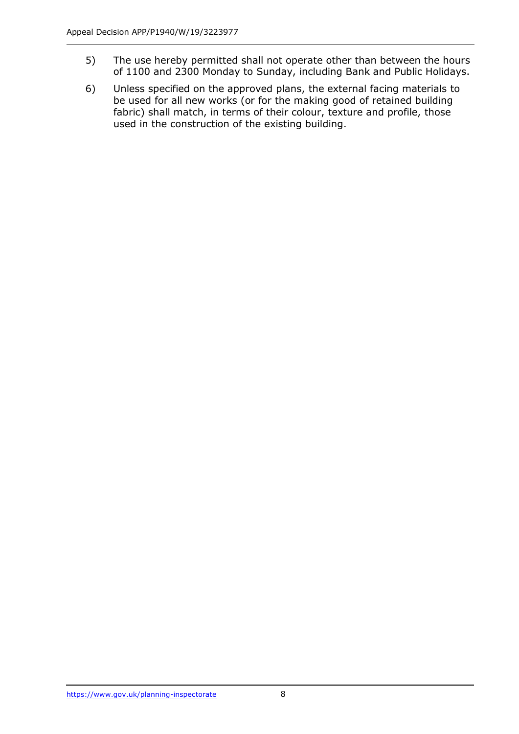5) The use hereby permitted shall not operate other than between the hours of 1100 and 2300 Monday to Sunday, including Bank and Public Holidays.

6) Unless specified on the approved plans, the external facing materials to be used for all new works (or for the making good of retained building fabric) shall match, in terms of their colour, texture and profile, those used in the construction of the existing building.